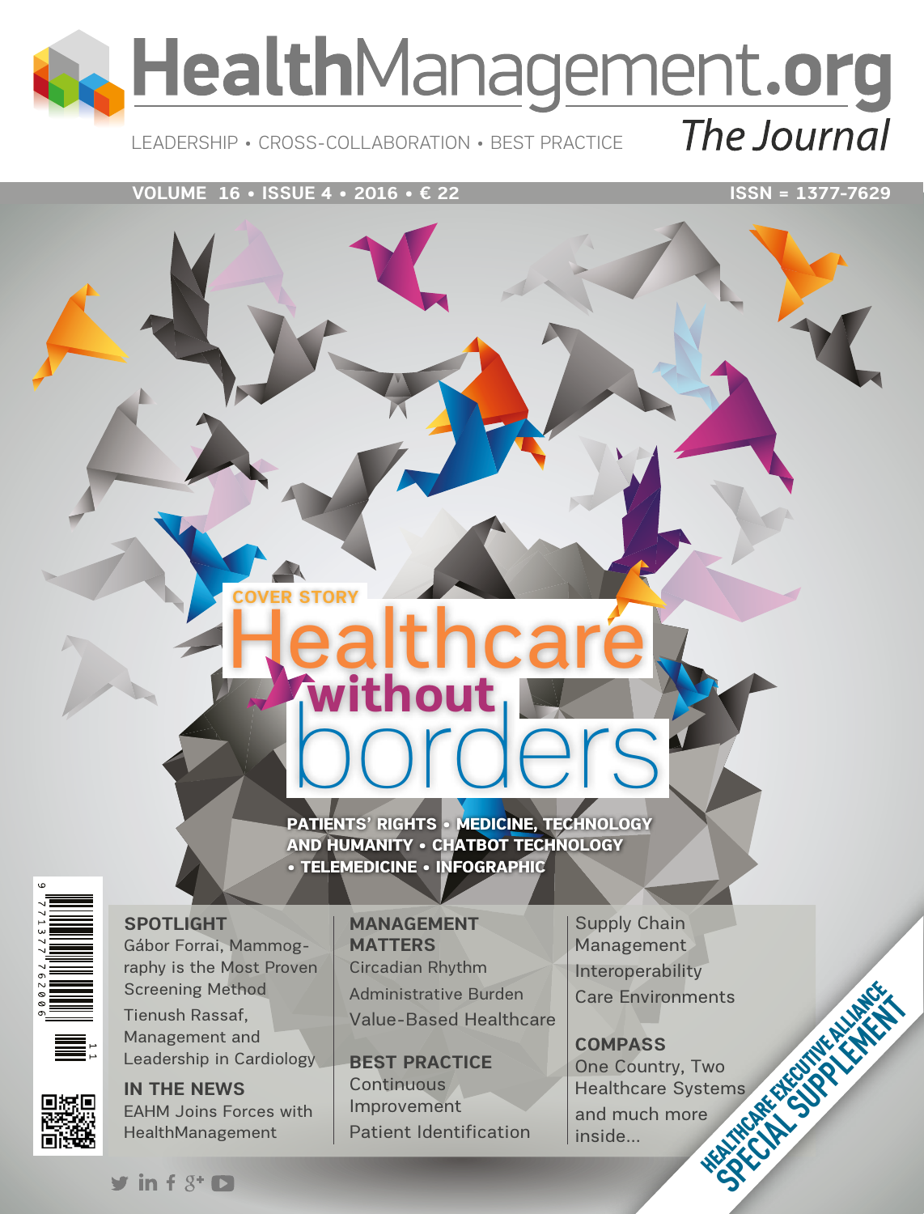# HealthManagement.org

LEADERSHIP • CROSS-COLLABORATION • BEST PRACTICE

*The Journal*

VOLUME 16 • ISSUE 4 • 2016 • € 22

ISSN = 1377-7629

COVER STORY

# Healthcare without borders

PATIENTS' RIGHTS • MEDICINE, TECHNOLOGY AND HUMANITY • CHATBOT TECHNOLOGY • TELEMEDICINE • INFOGRAPHIC

**SPOTLIGHT**

Gábor Forrai, Mammography is the Most Proven Screening Method

Tienush Rassaf, Management and Leadership in Cardiology

**IN THE NEWS**

EAHM Joins Forces with HealthManagement

**MANAGEMENT MATTERS**

Circadian Rhythm

Administrative Burden

Value-Based Healthcare

**BEST PRACTICE**

Continuous Improvement

Patient Identification

Supply Chain Management

Interoperability

Care Environments

**COMPASS**

One Country, Two Healthcare Systems

and much more inside...

HEALTHCARE EXECUTIVE ALLIANCE SPECIAL SUPPLEMENT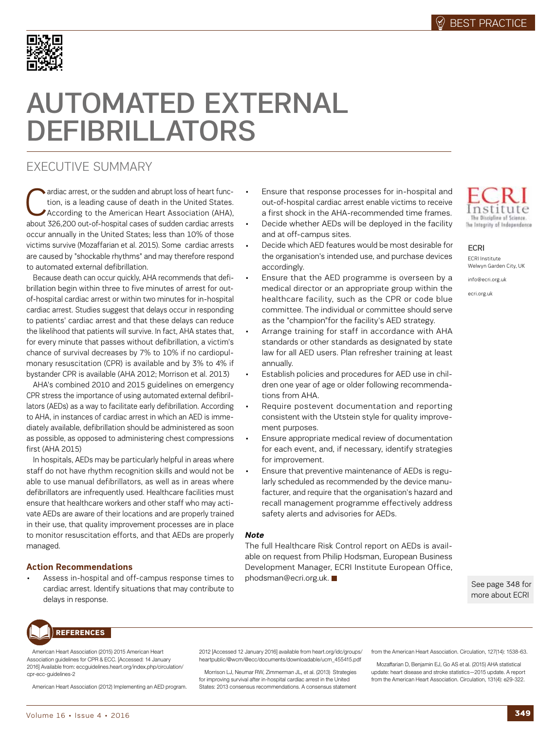# AUTOMATED EXTERNAL DEFIBRILLATORS

## EXECUTIVE SUMMARY

Cardiac arrest, or the sudden and abrupt loss of heart function, is a leading cause of death in the United States. According to the American Heart Association (AHA), about 326,200 out-of-hospital cases of sudden cardiac arrests occur annually in the United States; less than 10% of those victims survive (Mozaffarian et al. 2015). Some cardiac arrests are caused by "shockable rhythms" and may therefore respond to automated external defibrillation.

Because death can occur quickly, AHA recommends that defibrillation begin within three to five minutes of arrest for out-of-hospital cardiac arrest or within two minutes for in-hospital cardiac arrest. Studies suggest that delays occur in responding to patients' cardiac arrest and that these delays can reduce the likelihood that patients will survive. In fact, AHA states that, for every minute that passes without defibrillation, a victim's chance of survival decreases by 7% to 10% if no cardiopulmonary resuscitation (CPR) is available and by 3% to 4% if bystander CPR is available (AHA 2012; Morrison et al. 2013)

AHA's combined 2010 and 2015 guidelines on emergency CPR stress the importance of using automated external defibrillators (AEDs) as a way to facilitate early defibrillation. According to AHA, in instances of cardiac arrest in which an AED is immediately available, defibrillation should be administered as soon as possible, as opposed to administering chest compressions first (AHA 2015)

In hospitals, AEDs may be particularly helpful in areas where staff do not have rhythm recognition skills and would not be able to use manual defibrillators, as well as in areas where defibrillators are infrequently used. Healthcare facilities must ensure that healthcare workers and other staff who may activate AEDs are aware of their locations and are properly trained in their use, that quality improvement processes are in place to monitor resuscitation efforts, and that AEDs are properly managed.

### Action Recommendations

- Assess in-hospital and off-campus response times to cardiac arrest. Identify situations that may contribute to delays in response.
- Ensure that response processes for in-hospital and out-of-hospital cardiac arrest enable victims to receive a first shock in the AHA-recommended time frames.
- Decide whether AEDs will be deployed in the facility and at off-campus sites.
- Decide which AED features would be most desirable for the organisation's intended use, and purchase devices accordingly.
- Ensure that the AED programme is overseen by a medical director or an appropriate group within the healthcare facility, such as the CPR or code blue committee. The individual or committee should serve as the "champion"for the facility's AED strategy.
- Arrange training for staff in accordance with AHA standards or other standards as designated by state law for all AED users. Plan refresher training at least annually.
- Establish policies and procedures for AED use in children one year of age or older following recommendations from AHA.
- Require postevent documentation and reporting consistent with the Utstein style for quality improvement purposes.
- Ensure appropriate medical review of documentation for each event, and, if necessary, identify strategies for improvement.
- Ensure that preventive maintenance of AEDs is regularly scheduled as recommended by the device manufacturer, and require that the organisation's hazard and recall management programme effectively address safety alerts and advisories for AEDs.

***Note***

The full Healthcare Risk Control report on AEDs is available on request from Philip Hodsman, European Business Development Manager, ECRI Institute European Office, phodsman@ecri.org.uk.

ECRI

ECRI Institute
Welwyn Garden City, UK

info@ecri.org.uk

ecri.org.uk

See page 348 for more about ECRI

### REFERENCES

American Heart Association (2015) 2015 American Heart Association guidelines for CPR & ECC. [Accessed: 14 January 2016] Available from: eccguidelines.heart.org/index.php/circulation/cpr-ecc-guidelines-2

American Heart Association (2012) Implementing an AED program. 2012 [Accessed 12 January 2016] available from heart.org/idc/groups/heartpublic/@wcm/@ecc/documents/downloadable/ucm_455415.pdf

Morrison LJ, Neumar RW, Zimmerman JL, et al. (2013) Strategies for improving survival after in-hospital cardiac arrest in the United States: 2013 consensus recommendations. A consensus statement from the American Heart Association. Circulation, 127(14): 1538-63.

Mozaffarian D, Benjamin EJ, Go AS et al. (2015) AHA statistical update: heart disease and stroke statistics—2015 update. A report from the American Heart Association. Circulation, 131(4): e29-322.